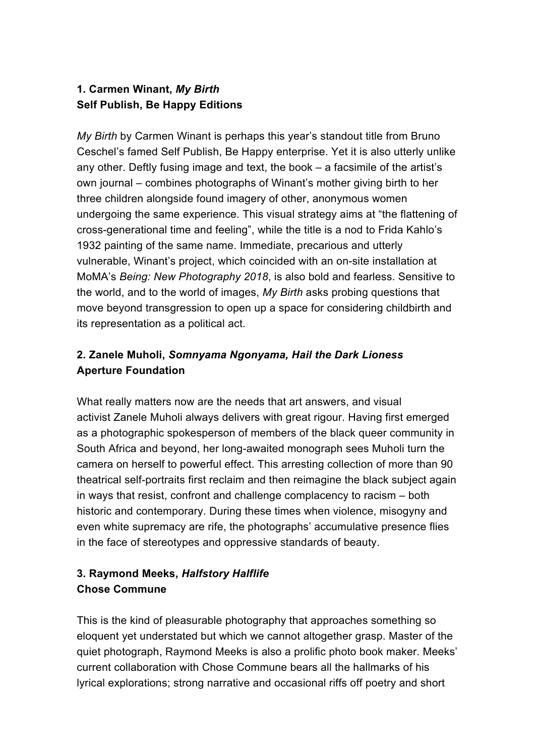**1. Carmen Winant, *My Birth***
**Self Publish, Be Happy Editions**

*My Birth* by Carmen Winant is perhaps this year's standout title from Bruno Ceschel's famed Self Publish, Be Happy enterprise. Yet it is also utterly unlike any other. Deftly fusing image and text, the book – a facsimile of the artist's own journal – combines photographs of Winant's mother giving birth to her three children alongside found imagery of other, anonymous women undergoing the same experience. This visual strategy aims at "the flattening of cross-generational time and feeling", while the title is a nod to Frida Kahlo's 1932 painting of the same name. Immediate, precarious and utterly vulnerable, Winant's project, which coincided with an on-site installation at MoMA's *Being: New Photography 2018*, is also bold and fearless. Sensitive to the world, and to the world of images, *My Birth* asks probing questions that move beyond transgression to open up a space for considering childbirth and its representation as a political act.

**2. Zanele Muholi, *Somnyama Ngonyama, Hail the Dark Lioness***
**Aperture Foundation**

What really matters now are the needs that art answers, and visual activist Zanele Muholi always delivers with great rigour. Having first emerged as a photographic spokesperson of members of the black queer community in South Africa and beyond, her long-awaited monograph sees Muholi turn the camera on herself to powerful effect. This arresting collection of more than 90 theatrical self-portraits first reclaim and then reimagine the black subject again in ways that resist, confront and challenge complacency to racism – both historic and contemporary. During these times when violence, misogyny and even white supremacy are rife, the photographs' accumulative presence flies in the face of stereotypes and oppressive standards of beauty.

**3. Raymond Meeks, *Halfstory Halflife***
**Chose Commune**

This is the kind of pleasurable photography that approaches something so eloquent yet understated but which we cannot altogether grasp. Master of the quiet photograph, Raymond Meeks is also a prolific photo book maker. Meeks' current collaboration with Chose Commune bears all the hallmarks of his lyrical explorations; strong narrative and occasional riffs off poetry and short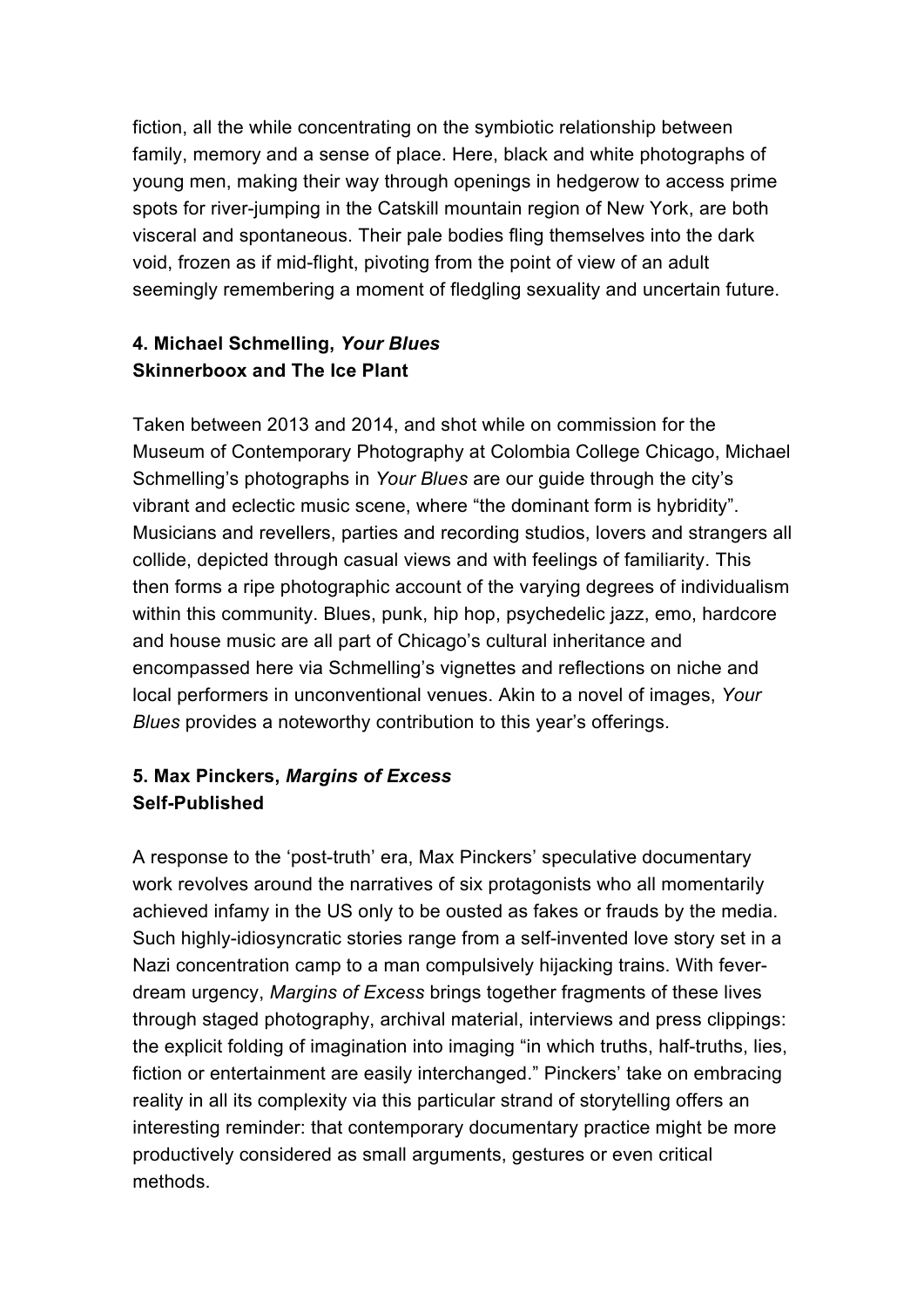fiction, all the while concentrating on the symbiotic relationship between family, memory and a sense of place. Here, black and white photographs of young men, making their way through openings in hedgerow to access prime spots for river-jumping in the Catskill mountain region of New York, are both visceral and spontaneous. Their pale bodies fling themselves into the dark void, frozen as if mid-flight, pivoting from the point of view of an adult seemingly remembering a moment of fledgling sexuality and uncertain future.

### 4. Michael Schmelling, *Your Blues*
**Skinnerboox and The Ice Plant**

Taken between 2013 and 2014, and shot while on commission for the Museum of Contemporary Photography at Colombia College Chicago, Michael Schmelling's photographs in *Your Blues* are our guide through the city's vibrant and eclectic music scene, where "the dominant form is hybridity". Musicians and revellers, parties and recording studios, lovers and strangers all collide, depicted through casual views and with feelings of familiarity. This then forms a ripe photographic account of the varying degrees of individualism within this community. Blues, punk, hip hop, psychedelic jazz, emo, hardcore and house music are all part of Chicago's cultural inheritance and encompassed here via Schmelling's vignettes and reflections on niche and local performers in unconventional venues. Akin to a novel of images, *Your Blues* provides a noteworthy contribution to this year's offerings.

### 5. Max Pinckers, *Margins of Excess*
**Self-Published**

A response to the 'post-truth' era, Max Pinckers' speculative documentary work revolves around the narratives of six protagonists who all momentarily achieved infamy in the US only to be ousted as fakes or frauds by the media. Such highly-idiosyncratic stories range from a self-invented love story set in a Nazi concentration camp to a man compulsively hijacking trains. With fever-dream urgency, *Margins of Excess* brings together fragments of these lives through staged photography, archival material, interviews and press clippings: the explicit folding of imagination into imaging "in which truths, half-truths, lies, fiction or entertainment are easily interchanged." Pinckers' take on embracing reality in all its complexity via this particular strand of storytelling offers an interesting reminder: that contemporary documentary practice might be more productively considered as small arguments, gestures or even critical methods.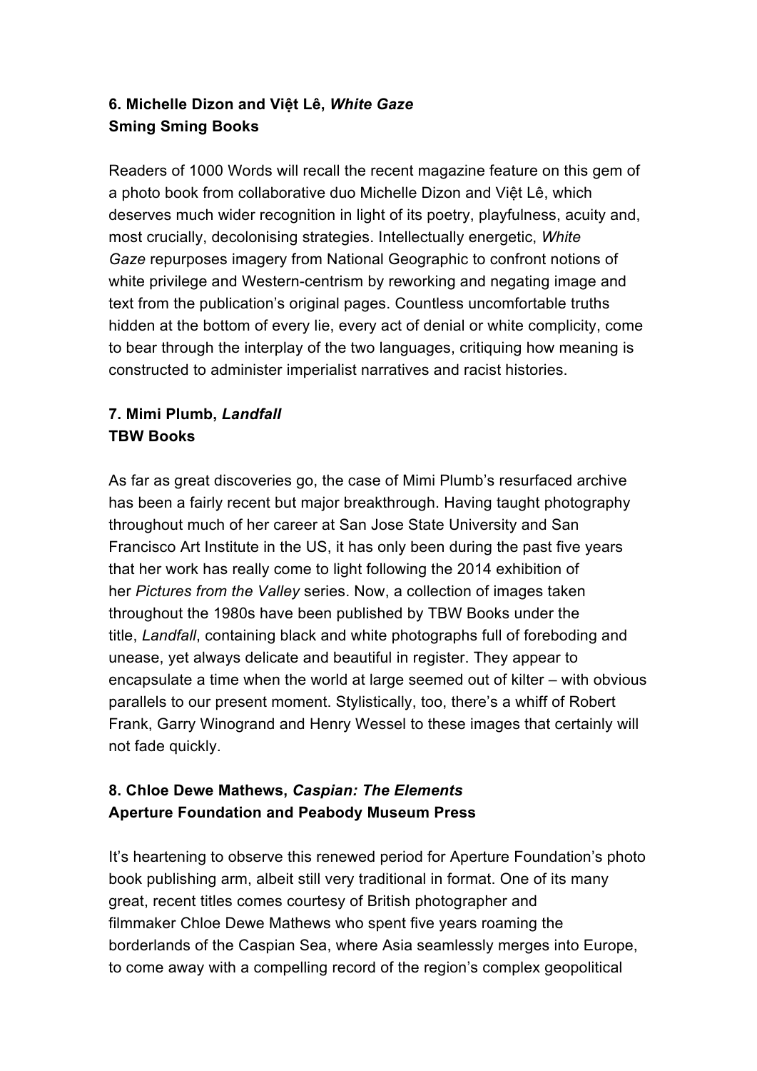## 6. Michelle Dizon and Việt Lê, *White Gaze*
**Sming Sming Books**

Readers of 1000 Words will recall the recent magazine feature on this gem of a photo book from collaborative duo Michelle Dizon and Việt Lê, which deserves much wider recognition in light of its poetry, playfulness, acuity and, most crucially, decolonising strategies. Intellectually energetic, *White Gaze* repurposes imagery from National Geographic to confront notions of white privilege and Western-centrism by reworking and negating image and text from the publication's original pages. Countless uncomfortable truths hidden at the bottom of every lie, every act of denial or white complicity, come to bear through the interplay of the two languages, critiquing how meaning is constructed to administer imperialist narratives and racist histories.

## 7. Mimi Plumb, *Landfall*
**TBW Books**

As far as great discoveries go, the case of Mimi Plumb's resurfaced archive has been a fairly recent but major breakthrough. Having taught photography throughout much of her career at San Jose State University and San Francisco Art Institute in the US, it has only been during the past five years that her work has really come to light following the 2014 exhibition of her *Pictures from the Valley* series. Now, a collection of images taken throughout the 1980s have been published by TBW Books under the title, *Landfall*, containing black and white photographs full of foreboding and unease, yet always delicate and beautiful in register. They appear to encapsulate a time when the world at large seemed out of kilter – with obvious parallels to our present moment. Stylistically, too, there's a whiff of Robert Frank, Garry Winogrand and Henry Wessel to these images that certainly will not fade quickly.

## 8. Chloe Dewe Mathews, *Caspian: The Elements*
**Aperture Foundation and Peabody Museum Press**

It's heartening to observe this renewed period for Aperture Foundation's photo book publishing arm, albeit still very traditional in format. One of its many great, recent titles comes courtesy of British photographer and filmmaker Chloe Dewe Mathews who spent five years roaming the borderlands of the Caspian Sea, where Asia seamlessly merges into Europe, to come away with a compelling record of the region's complex geopolitical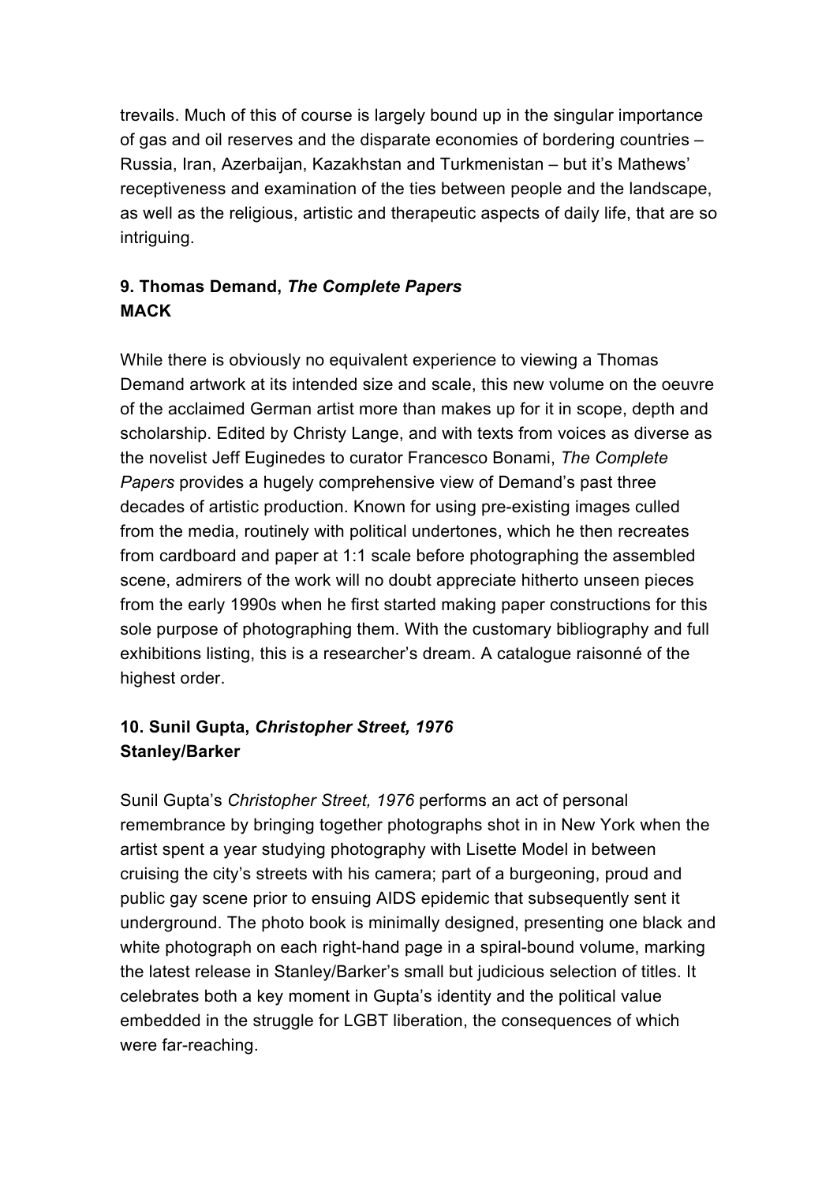trevails. Much of this of course is largely bound up in the singular importance of gas and oil reserves and the disparate economies of bordering countries – Russia, Iran, Azerbaijan, Kazakhstan and Turkmenistan – but it's Mathews' receptiveness and examination of the ties between people and the landscape, as well as the religious, artistic and therapeutic aspects of daily life, that are so intriguing.

### 9. Thomas Demand, *The Complete Papers*
**MACK**

While there is obviously no equivalent experience to viewing a Thomas Demand artwork at its intended size and scale, this new volume on the oeuvre of the acclaimed German artist more than makes up for it in scope, depth and scholarship. Edited by Christy Lange, and with texts from voices as diverse as the novelist Jeff Euginedes to curator Francesco Bonami, *The Complete Papers* provides a hugely comprehensive view of Demand's past three decades of artistic production. Known for using pre-existing images culled from the media, routinely with political undertones, which he then recreates from cardboard and paper at 1:1 scale before photographing the assembled scene, admirers of the work will no doubt appreciate hitherto unseen pieces from the early 1990s when he first started making paper constructions for this sole purpose of photographing them. With the customary bibliography and full exhibitions listing, this is a researcher's dream. A catalogue raisonné of the highest order.

### 10. Sunil Gupta, *Christopher Street, 1976*
**Stanley/Barker**

Sunil Gupta's *Christopher Street, 1976* performs an act of personal remembrance by bringing together photographs shot in in New York when the artist spent a year studying photography with Lisette Model in between cruising the city's streets with his camera; part of a burgeoning, proud and public gay scene prior to ensuing AIDS epidemic that subsequently sent it underground. The photo book is minimally designed, presenting one black and white photograph on each right-hand page in a spiral-bound volume, marking the latest release in Stanley/Barker's small but judicious selection of titles. It celebrates both a key moment in Gupta's identity and the political value embedded in the struggle for LGBT liberation, the consequences of which were far-reaching.